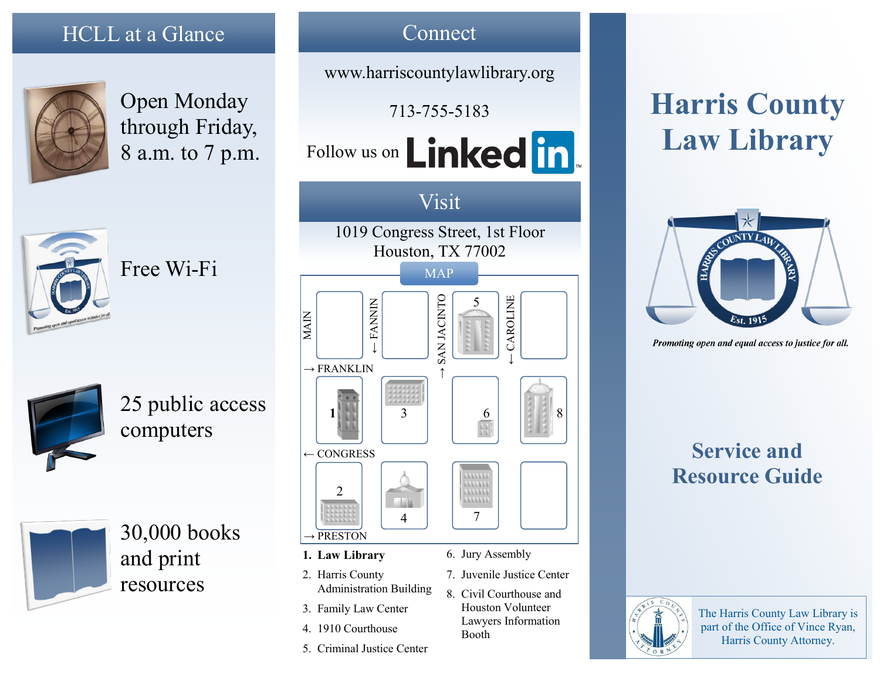## HCLL at a Glance

Open Monday through Friday, 8 a.m. to 7 p.m.

Free Wi-Fi

25 public access computers

30,000 books and print resources

## Connect

www.harriscountylawlibrary.org

713-755-5183

Follow us on LinkedIn

## Visit

1019 Congress Street, 1st Floor
Houston, TX 77002

MAP

MAIN | ← FANNIN | ↑ SAN JACINTO | ← CAROLINE

→ FRANKLIN

← CONGRESS

→ PRESTON

1. **Law Library**
2. Harris County Administration Building
3. Family Law Center
4. 1910 Courthouse
5. Criminal Justice Center
6. Jury Assembly
7. Juvenile Justice Center
8. Civil Courthouse and Houston Volunteer Lawyers Information Booth

# Harris County Law Library

HARRIS COUNTY LAW LIBRARY
Est. 1915

*Promoting open and equal access to justice for all.*

## Service and Resource Guide

HARRIS COUNTY ATTORNEY

The Harris County Law Library is part of the Office of Vince Ryan, Harris County Attorney.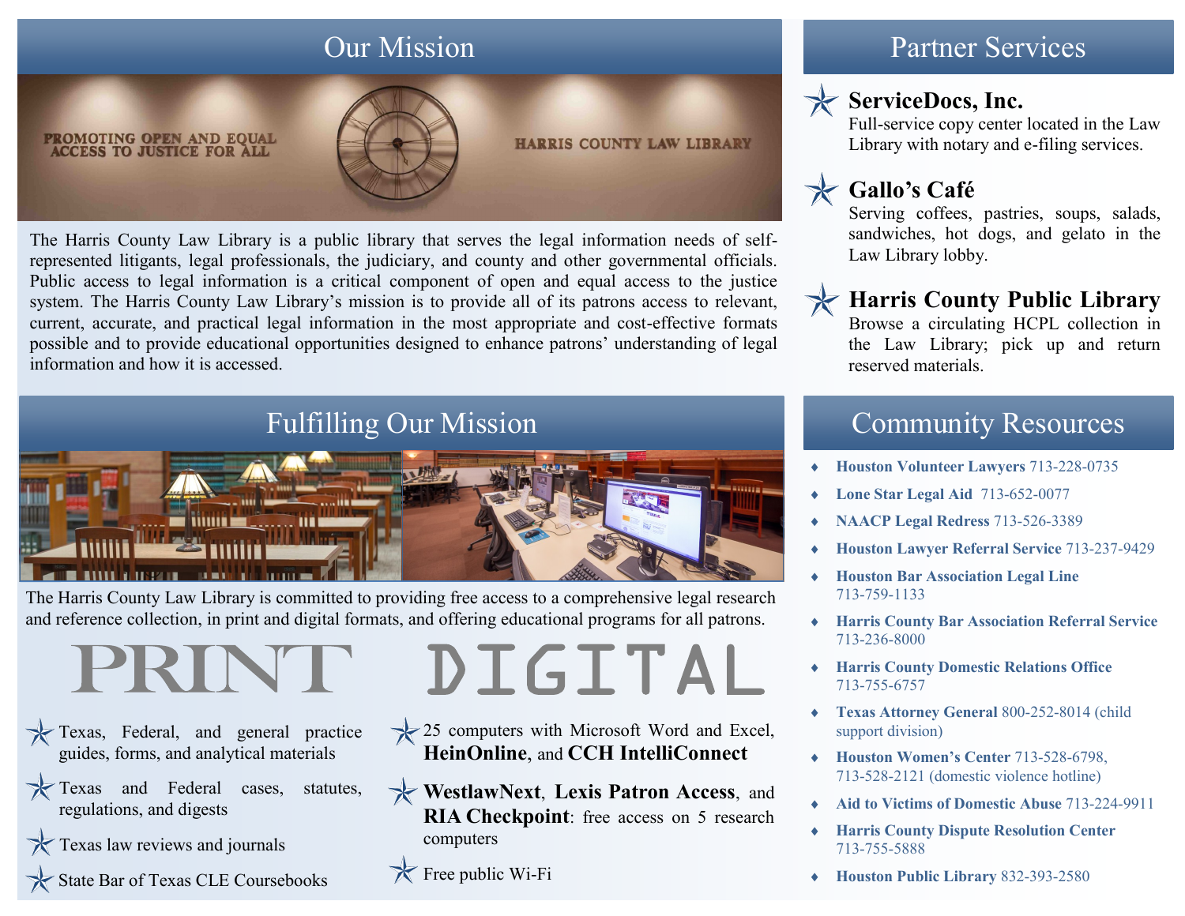## Our Mission

PROMOTING OPEN AND EQUAL ACCESS TO JUSTICE FOR ALL

HARRIS COUNTY LAW LIBRARY

The Harris County Law Library is a public library that serves the legal information needs of self-represented litigants, legal professionals, the judiciary, and county and other governmental officials. Public access to legal information is a critical component of open and equal access to the justice system. The Harris County Law Library's mission is to provide all of its patrons access to relevant, current, accurate, and practical legal information in the most appropriate and cost-effective formats possible and to provide educational opportunities designed to enhance patrons' understanding of legal information and how it is accessed.

## Fulfilling Our Mission

The Harris County Law Library is committed to providing free access to a comprehensive legal research and reference collection, in print and digital formats, and offering educational programs for all patrons.

### PRINT

- Texas, Federal, and general practice guides, forms, and analytical materials
- Texas and Federal cases, statutes, regulations, and digests
- Texas law reviews and journals
- State Bar of Texas CLE Coursebooks

### DIGITAL

- 25 computers with Microsoft Word and Excel, **HeinOnline**, and **CCH IntelliConnect**
- **WestlawNext**, **Lexis Patron Access**, and **RIA Checkpoint**: free access on 5 research computers
- Free public Wi-Fi

## Partner Services

**ServiceDocs, Inc.**
Full-service copy center located in the Law Library with notary and e-filing services.

**Gallo's Café**
Serving coffees, pastries, soups, salads, sandwiches, hot dogs, and gelato in the Law Library lobby.

**Harris County Public Library**
Browse a circulating HCPL collection in the Law Library; pick up and return reserved materials.

## Community Resources

- **Houston Volunteer Lawyers** 713-228-0735
- **Lone Star Legal Aid** 713-652-0077
- **NAACP Legal Redress** 713-526-3389
- **Houston Lawyer Referral Service** 713-237-9429
- **Houston Bar Association Legal Line** 713-759-1133
- **Harris County Bar Association Referral Service** 713-236-8000
- **Harris County Domestic Relations Office** 713-755-6757
- **Texas Attorney General** 800-252-8014 (child support division)
- **Houston Women's Center** 713-528-6798, 713-528-2121 (domestic violence hotline)
- **Aid to Victims of Domestic Abuse** 713-224-9911
- **Harris County Dispute Resolution Center** 713-755-5888
- **Houston Public Library** 832-393-2580